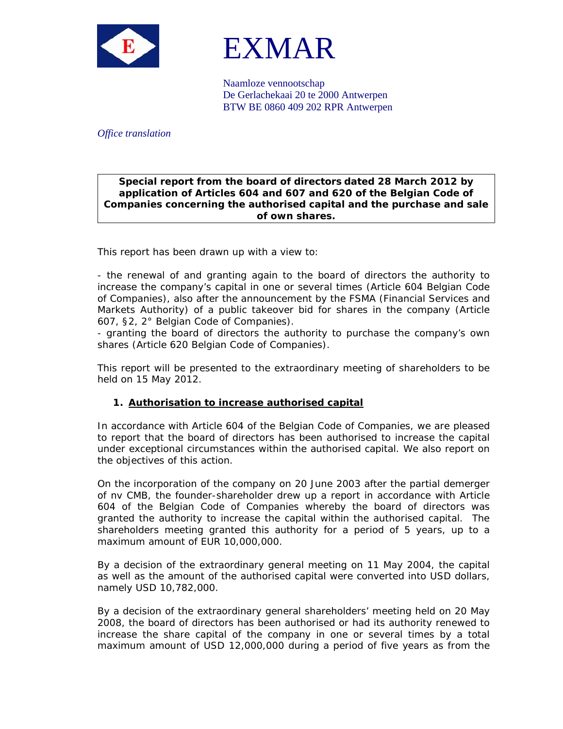# EXMAR

Naamloze vennootschap
De Gerlachekaai 20 te 2000 Antwerpen
BTW BE 0860 409 202 RPR Antwerpen

*Office translation*

**Special report from the board of directors dated 28 March 2012 by application of Articles 604 and 607 and 620 of the Belgian Code of Companies concerning the authorised capital and the purchase and sale of own shares.**

This report has been drawn up with a view to:

- the renewal of and granting again to the board of directors the authority to increase the company's capital in one or several times (Article 604 Belgian Code of Companies), also after the announcement by the FSMA (Financial Services and Markets Authority) of a public takeover bid for shares in the company (Article 607, §2, 2° Belgian Code of Companies).
- granting the board of directors the authority to purchase the company's own shares (Article 620 Belgian Code of Companies).

This report will be presented to the extraordinary meeting of shareholders to be held on 15 May 2012.

## 1. Authorisation to increase authorised capital

In accordance with Article 604 of the Belgian Code of Companies, we are pleased to report that the board of directors has been authorised to increase the capital under exceptional circumstances within the authorised capital. We also report on the objectives of this action.

On the incorporation of the company on 20 June 2003 after the partial demerger of nv CMB, the founder-shareholder drew up a report in accordance with Article 604 of the Belgian Code of Companies whereby the board of directors was granted the authority to increase the capital within the authorised capital. The shareholders meeting granted this authority for a period of 5 years, up to a maximum amount of EUR 10,000,000.

By a decision of the extraordinary general meeting on 11 May 2004, the capital as well as the amount of the authorised capital were converted into USD dollars, namely USD 10,782,000.

By a decision of the extraordinary general shareholders' meeting held on 20 May 2008, the board of directors has been authorised or had its authority renewed to increase the share capital of the company in one or several times by a total maximum amount of USD 12,000,000 during a period of five years as from the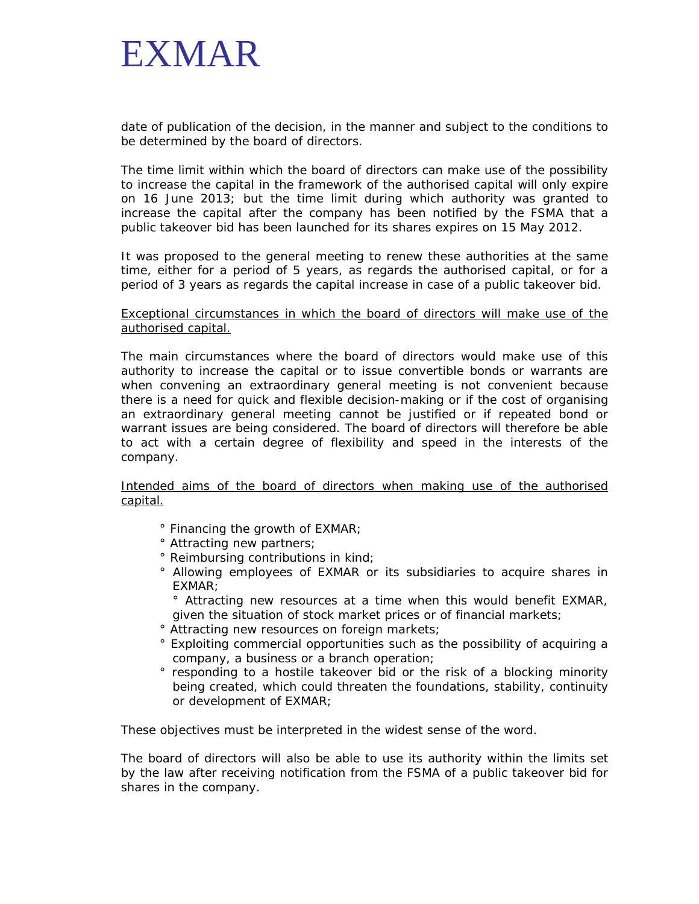date of publication of the decision, in the manner and subject to the conditions to be determined by the board of directors.

The time limit within which the board of directors can make use of the possibility to increase the capital in the framework of the authorised capital will only expire on 16 June 2013; but the time limit during which authority was granted to increase the capital after the company has been notified by the FSMA that a public takeover bid has been launched for its shares expires on 15 May 2012.

It was proposed to the general meeting to renew these authorities at the same time, either for a period of 5 years, as regards the authorised capital, or for a period of 3 years as regards the capital increase in case of a public takeover bid.

Exceptional circumstances in which the board of directors will make use of the authorised capital.

The main circumstances where the board of directors would make use of this authority to increase the capital or to issue convertible bonds or warrants are when convening an extraordinary general meeting is not convenient because there is a need for quick and flexible decision-making or if the cost of organising an extraordinary general meeting cannot be justified or if repeated bond or warrant issues are being considered. The board of directors will therefore be able to act with a certain degree of flexibility and speed in the interests of the company.

Intended aims of the board of directors when making use of the authorised capital.

- Financing the growth of EXMAR;
- Attracting new partners;
- Reimbursing contributions in kind;
- Allowing employees of EXMAR or its subsidiaries to acquire shares in EXMAR;
- Attracting new resources at a time when this would benefit EXMAR, given the situation of stock market prices or of financial markets;
- Attracting new resources on foreign markets;
- Exploiting commercial opportunities such as the possibility of acquiring a company, a business or a branch operation;
- responding to a hostile takeover bid or the risk of a blocking minority being created, which could threaten the foundations, stability, continuity or development of EXMAR;

These objectives must be interpreted in the widest sense of the word.

The board of directors will also be able to use its authority within the limits set by the law after receiving notification from the FSMA of a public takeover bid for shares in the company.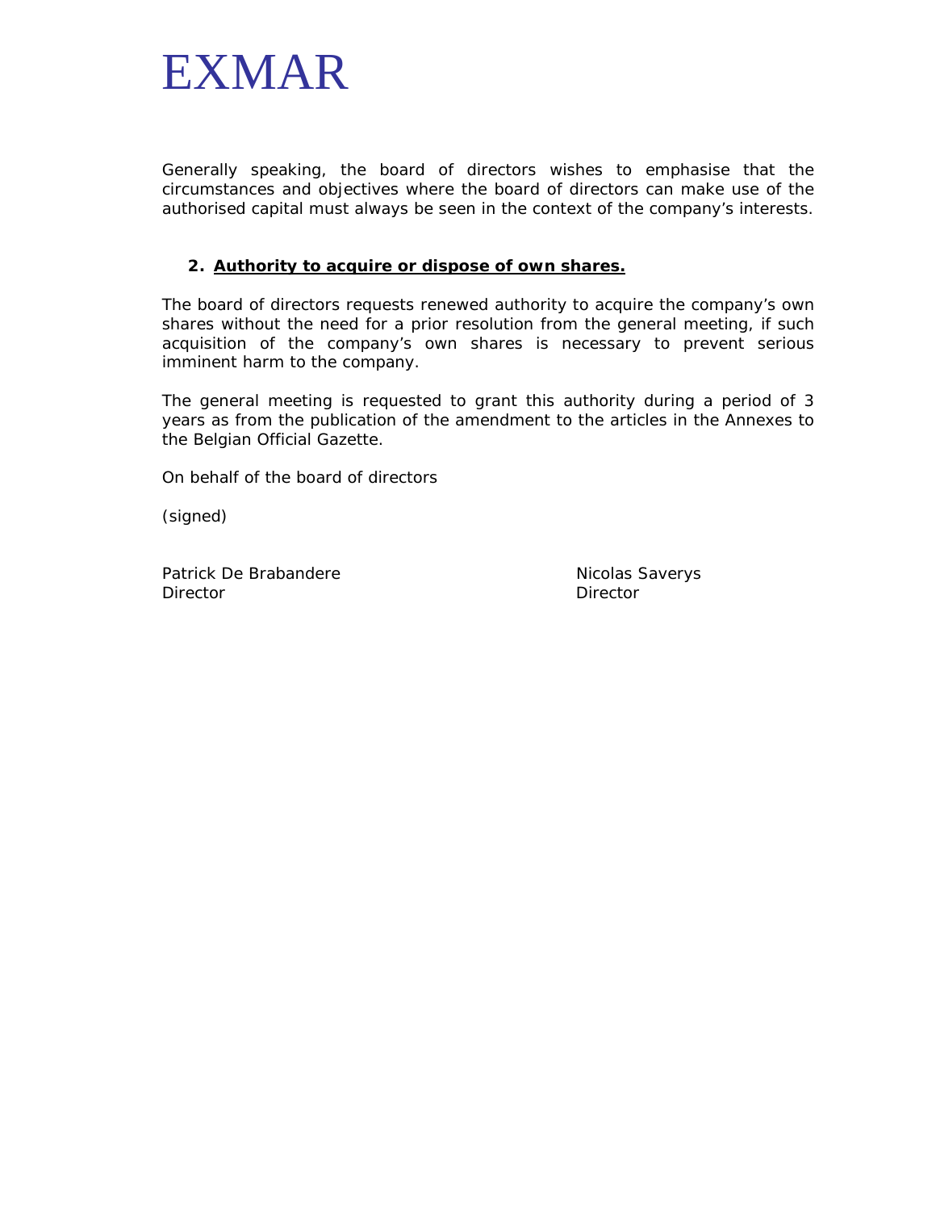EXMAR

Generally speaking, the board of directors wishes to emphasise that the circumstances and objectives where the board of directors can make use of the authorised capital must always be seen in the context of the company's interests.

## 2. **Authority to acquire or dispose of own shares.**

The board of directors requests renewed authority to acquire the company's own shares without the need for a prior resolution from the general meeting, if such acquisition of the company's own shares is necessary to prevent serious imminent harm to the company.

The general meeting is requested to grant this authority during a period of 3 years as from the publication of the amendment to the articles in the Annexes to the Belgian Official Gazette.

On behalf of the board of directors

(signed)

Patrick De Brabandere
Director

Nicolas Saverys
Director